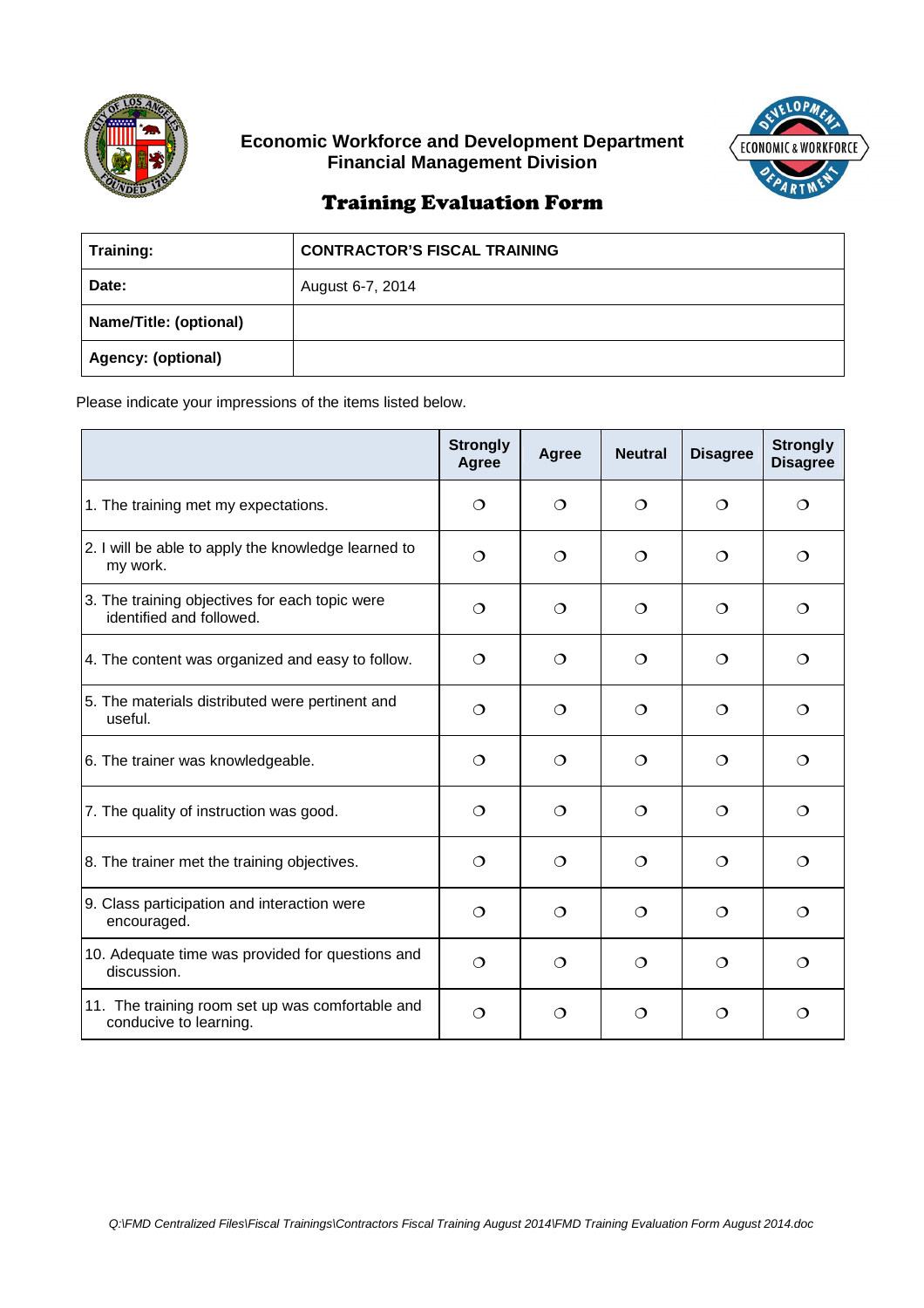**Economic Workforce and Development Department**
**Financial Management Division**

# Training Evaluation Form

| | |
|---|---|
| **Training:** | **CONTRACTOR'S FISCAL TRAINING** |
| **Date:** | August 6-7, 2014 |
| **Name/Title: (optional)** | |
| **Agency: (optional)** | |

Please indicate your impressions of the items listed below.

| | Strongly Agree | Agree | Neutral | Disagree | Strongly Disagree |
|---|---|---|---|---|---|
| 1. The training met my expectations. | ❍ | ❍ | ❍ | ❍ | ❍ |
| 2. I will be able to apply the knowledge learned to my work. | ❍ | ❍ | ❍ | ❍ | ❍ |
| 3. The training objectives for each topic were identified and followed. | ❍ | ❍ | ❍ | ❍ | ❍ |
| 4. The content was organized and easy to follow. | ❍ | ❍ | ❍ | ❍ | ❍ |
| 5. The materials distributed were pertinent and useful. | ❍ | ❍ | ❍ | ❍ | ❍ |
| 6. The trainer was knowledgeable. | ❍ | ❍ | ❍ | ❍ | ❍ |
| 7. The quality of instruction was good. | ❍ | ❍ | ❍ | ❍ | ❍ |
| 8. The trainer met the training objectives. | ❍ | ❍ | ❍ | ❍ | ❍ |
| 9. Class participation and interaction were encouraged. | ❍ | ❍ | ❍ | ❍ | ❍ |
| 10. Adequate time was provided for questions and discussion. | ❍ | ❍ | ❍ | ❍ | ❍ |
| 11. The training room set up was comfortable and conducive to learning. | ❍ | ❍ | ❍ | ❍ | ❍ |

*Q:\FMD Centralized Files\Fiscal Trainings\Contractors Fiscal Training August 2014\FMD Training Evaluation Form August 2014.doc*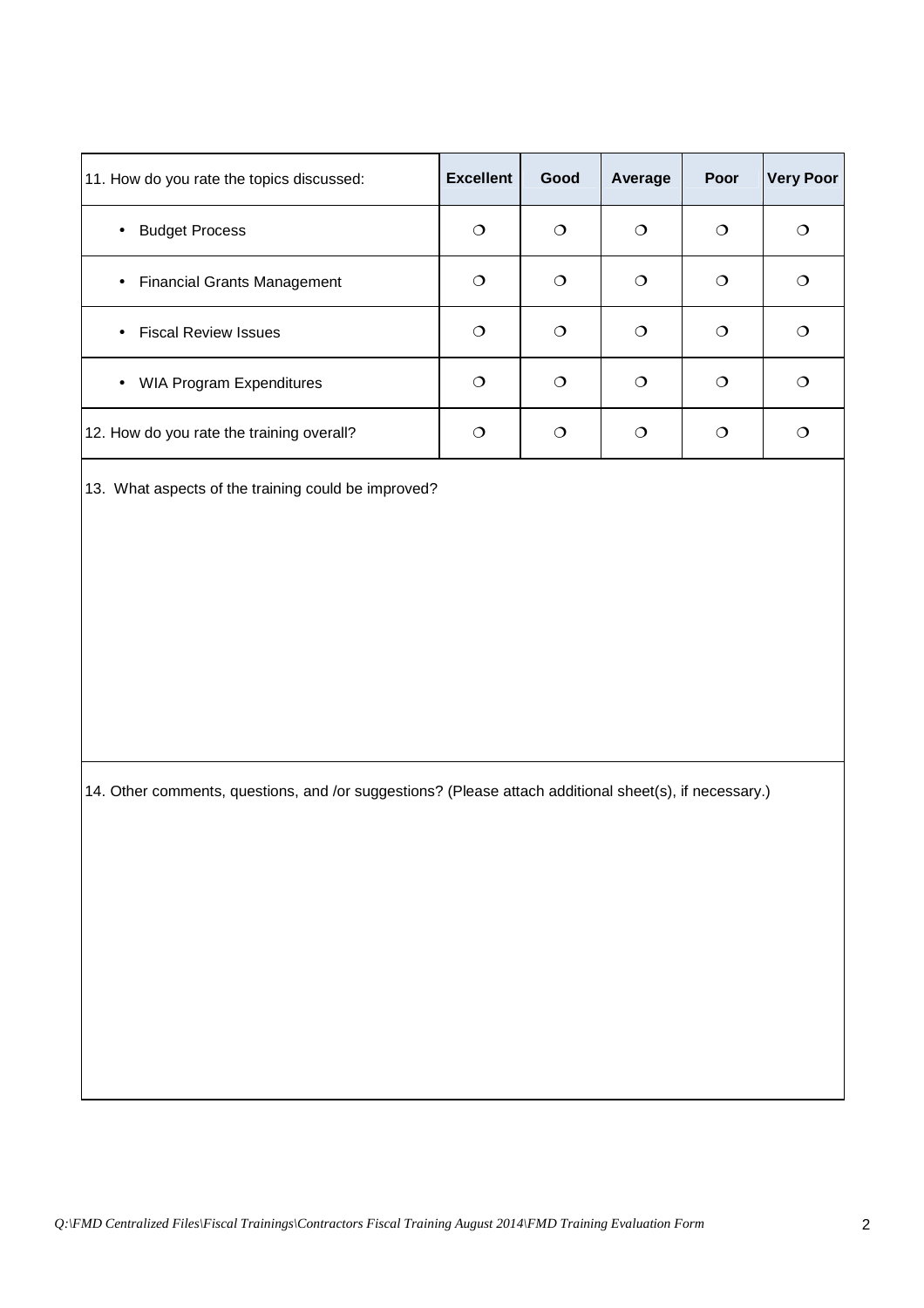| 11. How do you rate the topics discussed: | **Excellent** | **Good** | **Average** | **Poor** | **Very Poor** |
|---|---|---|---|---|---|
| • Budget Process | ❍ | ❍ | ❍ | ❍ | ❍ |
| • Financial Grants Management | ❍ | ❍ | ❍ | ❍ | ❍ |
| • Fiscal Review Issues | ❍ | ❍ | ❍ | ❍ | ❍ |
| • WIA Program Expenditures | ❍ | ❍ | ❍ | ❍ | ❍ |
| 12. How do you rate the training overall? | ❍ | ❍ | ❍ | ❍ | ❍ |

13. What aspects of the training could be improved?

14. Other comments, questions, and /or suggestions? (Please attach additional sheet(s), if necessary.)

*Q:\FMD Centralized Files\Fiscal Trainings\Contractors Fiscal Training August 2014\FMD Training Evaluation Form*